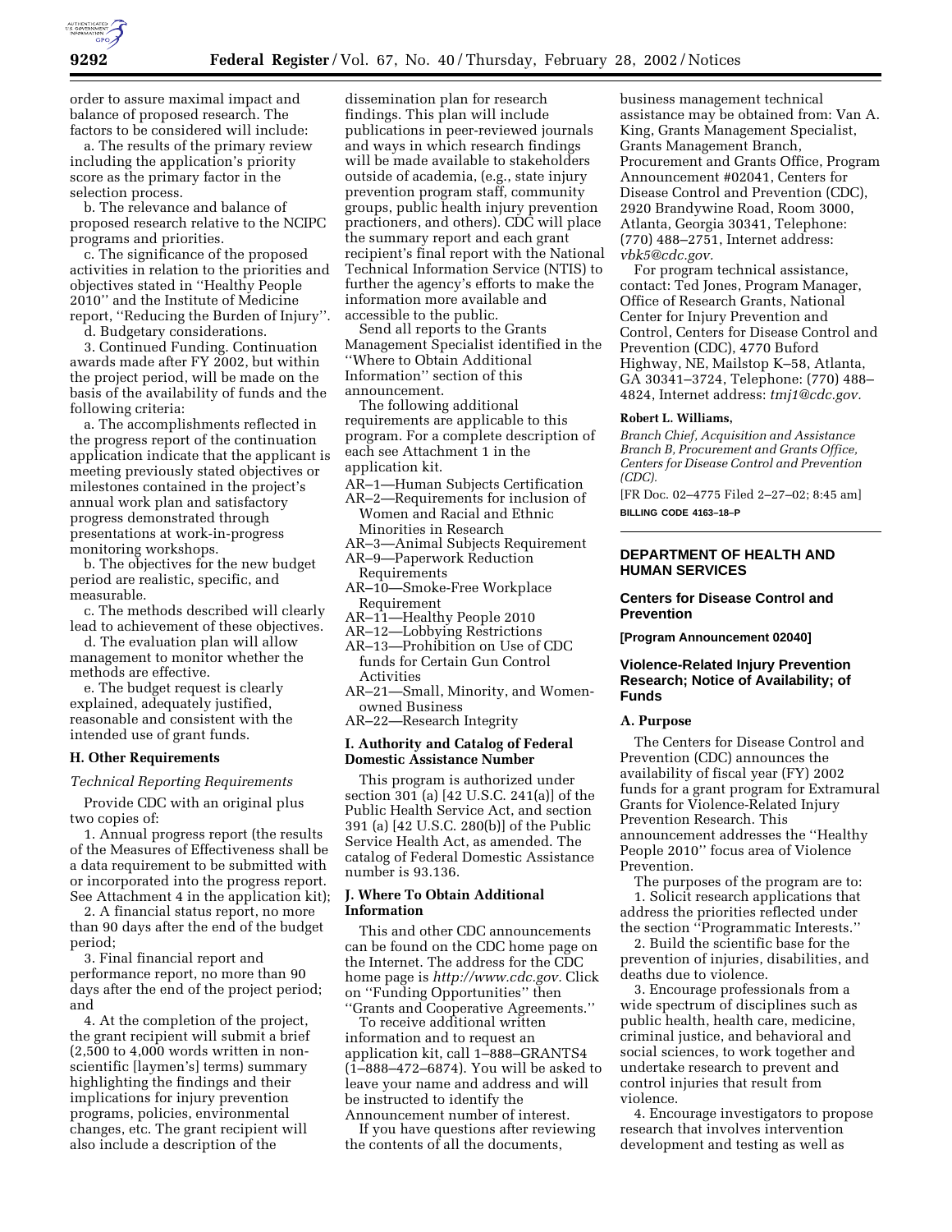order to assure maximal impact and balance of proposed research. The factors to be considered will include:

a. The results of the primary review including the application's priority score as the primary factor in the selection process.

b. The relevance and balance of proposed research relative to the NCIPC programs and priorities.

c. The significance of the proposed activities in relation to the priorities and objectives stated in ''Healthy People 2010'' and the Institute of Medicine report, ''Reducing the Burden of Injury''.

d. Budgetary considerations.

3. Continued Funding. Continuation awards made after FY 2002, but within the project period, will be made on the basis of the availability of funds and the following criteria:

a. The accomplishments reflected in the progress report of the continuation application indicate that the applicant is meeting previously stated objectives or milestones contained in the project's annual work plan and satisfactory progress demonstrated through presentations at work-in-progress monitoring workshops.

b. The objectives for the new budget period are realistic, specific, and measurable.

c. The methods described will clearly lead to achievement of these objectives.

d. The evaluation plan will allow management to monitor whether the methods are effective.

e. The budget request is clearly explained, adequately justified, reasonable and consistent with the intended use of grant funds.

### H. Other Requirements

*Technical Reporting Requirements*

Provide CDC with an original plus two copies of:

1. Annual progress report (the results of the Measures of Effectiveness shall be a data requirement to be submitted with or incorporated into the progress report. See Attachment 4 in the application kit);

2. A financial status report, no more than 90 days after the end of the budget period;

3. Final financial report and performance report, no more than 90 days after the end of the project period; and

4. At the completion of the project, the grant recipient will submit a brief (2,500 to 4,000 words written in non-scientific [laymen's] terms) summary highlighting the findings and their implications for injury prevention programs, policies, environmental changes, etc. The grant recipient will also include a description of the dissemination plan for research findings. This plan will include publications in peer-reviewed journals and ways in which research findings will be made available to stakeholders outside of academia, (e.g., state injury prevention program staff, community groups, public health injury prevention practioners, and others). CDC will place the summary report and each grant recipient's final report with the National Technical Information Service (NTIS) to further the agency's efforts to make the information more available and accessible to the public.

Send all reports to the Grants Management Specialist identified in the ''Where to Obtain Additional Information'' section of this announcement.

The following additional requirements are applicable to this program. For a complete description of each see Attachment 1 in the application kit.

AR–1—Human Subjects Certification
AR–2—Requirements for inclusion of Women and Racial and Ethnic Minorities in Research
AR–3—Animal Subjects Requirement
AR–9—Paperwork Reduction Requirements
AR–10—Smoke-Free Workplace Requirement
AR–11—Healthy People 2010
AR–12—Lobbying Restrictions
AR–13—Prohibition on Use of CDC funds for Certain Gun Control Activities
AR–21—Small, Minority, and Women-owned Business
AR–22—Research Integrity

### I. Authority and Catalog of Federal Domestic Assistance Number

This program is authorized under section 301 (a) [42 U.S.C. 241(a)] of the Public Health Service Act, and section 391 (a) [42 U.S.C. 280(b)] of the Public Service Health Act, as amended. The catalog of Federal Domestic Assistance number is 93.136.

### J. Where To Obtain Additional Information

This and other CDC announcements can be found on the CDC home page on the Internet. The address for the CDC home page is *http://www.cdc.gov.* Click on ''Funding Opportunities'' then ''Grants and Cooperative Agreements.''

To receive additional written information and to request an application kit, call 1–888–GRANTS4 (1–888–472–6874). You will be asked to leave your name and address and will be instructed to identify the Announcement number of interest.

If you have questions after reviewing the contents of all the documents, business management technical assistance may be obtained from: Van A. King, Grants Management Specialist, Grants Management Branch, Procurement and Grants Office, Program Announcement #02041, Centers for Disease Control and Prevention (CDC), 2920 Brandywine Road, Room 3000, Atlanta, Georgia 30341, Telephone: (770) 488–2751, Internet address: *vbk5@cdc.gov.*

For program technical assistance, contact: Ted Jones, Program Manager, Office of Research Grants, National Center for Injury Prevention and Control, Centers for Disease Control and Prevention (CDC), 4770 Buford Highway, NE, Mailstop K–58, Atlanta, GA 30341–3724, Telephone: (770) 488–4824, Internet address: *tmj1@cdc.gov.*

**Robert L. Williams,**

*Branch Chief, Acquisition and Assistance Branch B, Procurement and Grants Office, Centers for Disease Control and Prevention (CDC).*

[FR Doc. 02–4775 Filed 2–27–02; 8:45 am]

**BILLING CODE 4163–18–P**

---

## DEPARTMENT OF HEALTH AND HUMAN SERVICES

### Centers for Disease Control and Prevention

**[Program Announcement 02040]**

### Violence-Related Injury Prevention Research; Notice of Availability; of Funds

### A. Purpose

The Centers for Disease Control and Prevention (CDC) announces the availability of fiscal year (FY) 2002 funds for a grant program for Extramural Grants for Violence-Related Injury Prevention Research. This announcement addresses the ''Healthy People 2010'' focus area of Violence Prevention.

The purposes of the program are to:

1. Solicit research applications that address the priorities reflected under the section ''Programmatic Interests.''

2. Build the scientific base for the prevention of injuries, disabilities, and deaths due to violence.

3. Encourage professionals from a wide spectrum of disciplines such as public health, health care, medicine, criminal justice, and behavioral and social sciences, to work together and undertake research to prevent and control injuries that result from violence.

4. Encourage investigators to propose research that involves intervention development and testing as well as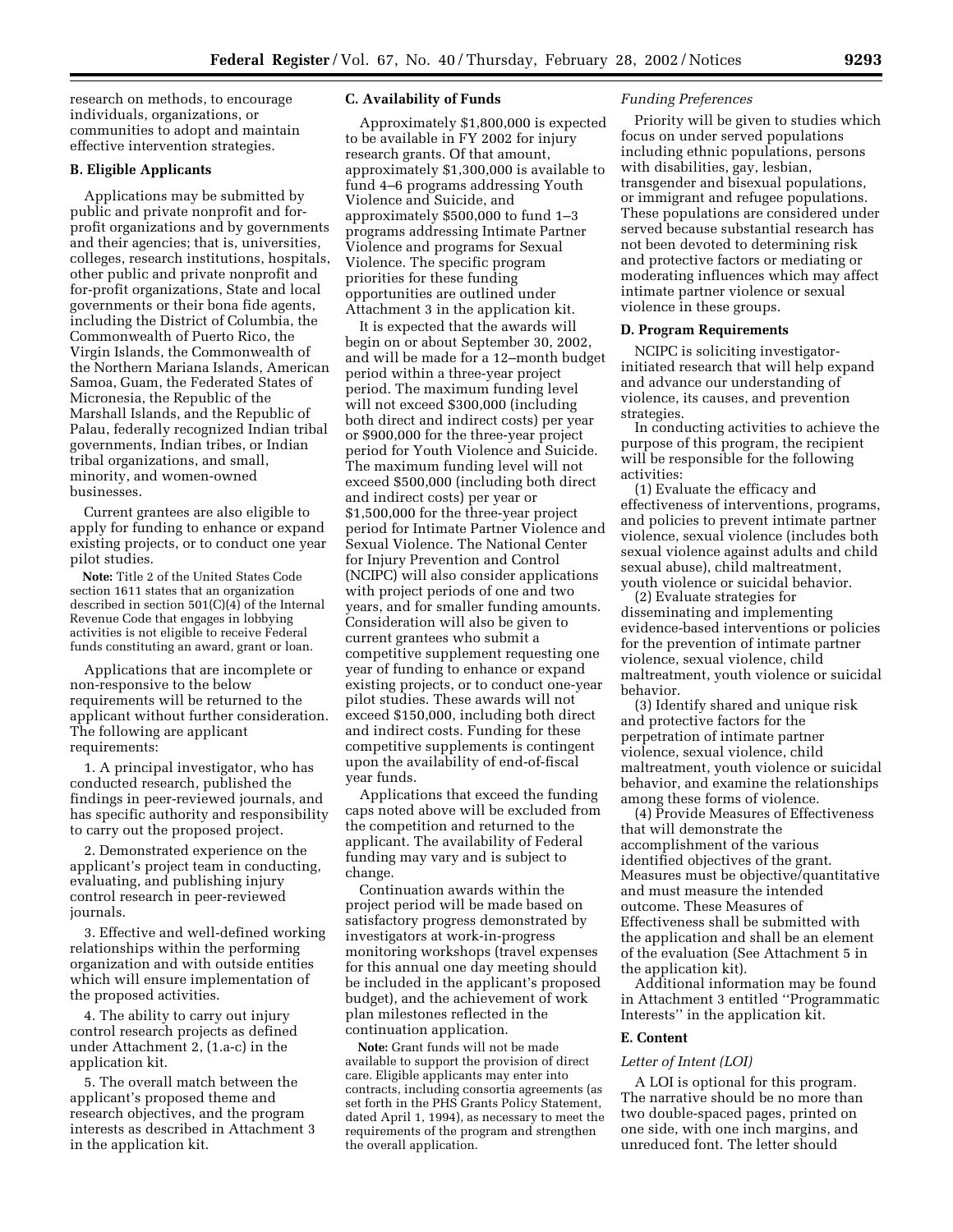research on methods, to encourage individuals, organizations, or communities to adopt and maintain effective intervention strategies.

### B. Eligible Applicants

Applications may be submitted by public and private nonprofit and for-profit organizations and by governments and their agencies; that is, universities, colleges, research institutions, hospitals, other public and private nonprofit and for-profit organizations, State and local governments or their bona fide agents, including the District of Columbia, the Commonwealth of Puerto Rico, the Virgin Islands, the Commonwealth of the Northern Mariana Islands, American Samoa, Guam, the Federated States of Micronesia, the Republic of the Marshall Islands, and the Republic of Palau, federally recognized Indian tribal governments, Indian tribes, or Indian tribal organizations, and small, minority, and women-owned businesses.

Current grantees are also eligible to apply for funding to enhance or expand existing projects, or to conduct one year pilot studies.

**Note:** Title 2 of the United States Code section 1611 states that an organization described in section 501(C)(4) of the Internal Revenue Code that engages in lobbying activities is not eligible to receive Federal funds constituting an award, grant or loan.

Applications that are incomplete or non-responsive to the below requirements will be returned to the applicant without further consideration. The following are applicant requirements:

1. A principal investigator, who has conducted research, published the findings in peer-reviewed journals, and has specific authority and responsibility to carry out the proposed project.

2. Demonstrated experience on the applicant's project team in conducting, evaluating, and publishing injury control research in peer-reviewed journals.

3. Effective and well-defined working relationships within the performing organization and with outside entities which will ensure implementation of the proposed activities.

4. The ability to carry out injury control research projects as defined under Attachment 2, (1.a-c) in the application kit.

5. The overall match between the applicant's proposed theme and research objectives, and the program interests as described in Attachment 3 in the application kit.

### C. Availability of Funds

Approximately $1,800,000 is expected to be available in FY 2002 for injury research grants. Of that amount, approximately $1,300,000 is available to fund 4–6 programs addressing Youth Violence and Suicide, and approximately $500,000 to fund 1–3 programs addressing Intimate Partner Violence and programs for Sexual Violence. The specific program priorities for these funding opportunities are outlined under Attachment 3 in the application kit.

It is expected that the awards will begin on or about September 30, 2002, and will be made for a 12–month budget period within a three-year project period. The maximum funding level will not exceed $300,000 (including both direct and indirect costs) per year or $900,000 for the three-year project period for Youth Violence and Suicide. The maximum funding level will not exceed $500,000 (including both direct and indirect costs) per year or $1,500,000 for the three-year project period for Intimate Partner Violence and Sexual Violence. The National Center for Injury Prevention and Control (NCIPC) will also consider applications with project periods of one and two years, and for smaller funding amounts. Consideration will also be given to current grantees who submit a competitive supplement requesting one year of funding to enhance or expand existing projects, or to conduct one-year pilot studies. These awards will not exceed $150,000, including both direct and indirect costs. Funding for these competitive supplements is contingent upon the availability of end-of-fiscal year funds.

Applications that exceed the funding caps noted above will be excluded from the competition and returned to the applicant. The availability of Federal funding may vary and is subject to change.

Continuation awards within the project period will be made based on satisfactory progress demonstrated by investigators at work-in-progress monitoring workshops (travel expenses for this annual one day meeting should be included in the applicant's proposed budget), and the achievement of work plan milestones reflected in the continuation application.

**Note:** Grant funds will not be made available to support the provision of direct care. Eligible applicants may enter into contracts, including consortia agreements (as set forth in the PHS Grants Policy Statement, dated April 1, 1994), as necessary to meet the requirements of the program and strengthen the overall application.

#### *Funding Preferences*

Priority will be given to studies which focus on under served populations including ethnic populations, persons with disabilities, gay, lesbian, transgender and bisexual populations, or immigrant and refugee populations. These populations are considered under served because substantial research has not been devoted to determining risk and protective factors or mediating or moderating influences which may affect intimate partner violence or sexual violence in these groups.

### D. Program Requirements

NCIPC is soliciting investigator-initiated research that will help expand and advance our understanding of violence, its causes, and prevention strategies.

In conducting activities to achieve the purpose of this program, the recipient will be responsible for the following activities:

(1) Evaluate the efficacy and effectiveness of interventions, programs, and policies to prevent intimate partner violence, sexual violence (includes both sexual violence against adults and child sexual abuse), child maltreatment, youth violence or suicidal behavior.

(2) Evaluate strategies for disseminating and implementing evidence-based interventions or policies for the prevention of intimate partner violence, sexual violence, child maltreatment, youth violence or suicidal behavior.

(3) Identify shared and unique risk and protective factors for the perpetration of intimate partner violence, sexual violence, child maltreatment, youth violence or suicidal behavior, and examine the relationships among these forms of violence.

(4) Provide Measures of Effectiveness that will demonstrate the accomplishment of the various identified objectives of the grant. Measures must be objective/quantitative and must measure the intended outcome. These Measures of Effectiveness shall be submitted with the application and shall be an element of the evaluation (See Attachment 5 in the application kit).

Additional information may be found in Attachment 3 entitled "Programmatic Interests" in the application kit.

### E. Content

#### *Letter of Intent (LOI)*

A LOI is optional for this program. The narrative should be no more than two double-spaced pages, printed on one side, with one inch margins, and unreduced font. The letter should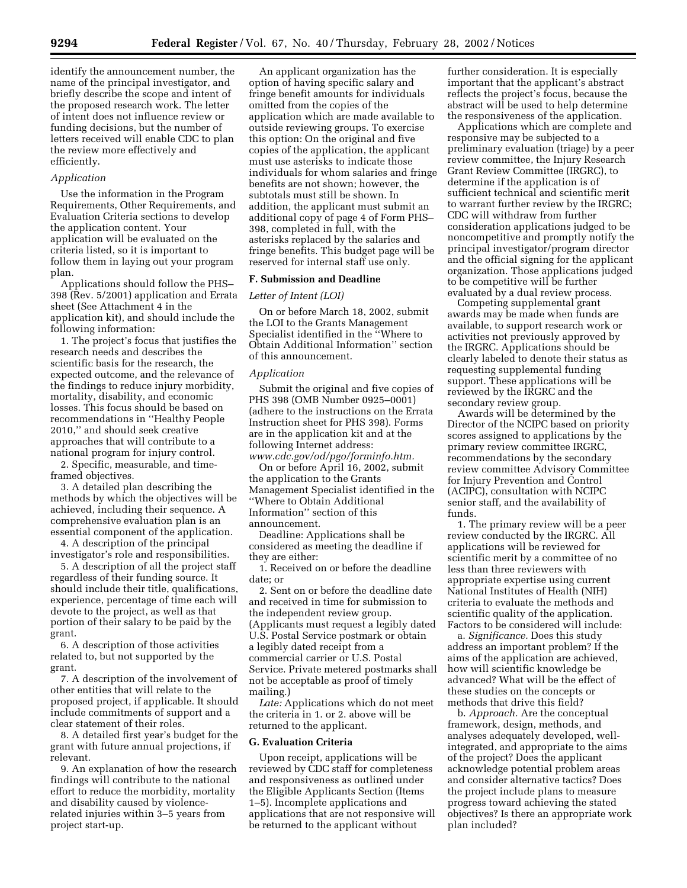identify the announcement number, the name of the principal investigator, and briefly describe the scope and intent of the proposed research work. The letter of intent does not influence review or funding decisions, but the number of letters received will enable CDC to plan the review more effectively and efficiently.

*Application*

Use the information in the Program Requirements, Other Requirements, and Evaluation Criteria sections to develop the application content. Your application will be evaluated on the criteria listed, so it is important to follow them in laying out your program plan.

Applications should follow the PHS–398 (Rev. 5/2001) application and Errata sheet (See Attachment 4 in the application kit), and should include the following information:

1. The project's focus that justifies the research needs and describes the scientific basis for the research, the expected outcome, and the relevance of the findings to reduce injury morbidity, mortality, disability, and economic losses. This focus should be based on recommendations in ''Healthy People 2010,'' and should seek creative approaches that will contribute to a national program for injury control.
2. Specific, measurable, and time-framed objectives.
3. A detailed plan describing the methods by which the objectives will be achieved, including their sequence. A comprehensive evaluation plan is an essential component of the application.
4. A description of the principal investigator's role and responsibilities.
5. A description of all the project staff regardless of their funding source. It should include their title, qualifications, experience, percentage of time each will devote to the project, as well as that portion of their salary to be paid by the grant.
6. A description of those activities related to, but not supported by the grant.
7. A description of the involvement of other entities that will relate to the proposed project, if applicable. It should include commitments of support and a clear statement of their roles.
8. A detailed first year's budget for the grant with future annual projections, if relevant.
9. An explanation of how the research findings will contribute to the national effort to reduce the morbidity, mortality and disability caused by violence-related injuries within 3–5 years from project start-up.

An applicant organization has the option of having specific salary and fringe benefit amounts for individuals omitted from the copies of the application which are made available to outside reviewing groups. To exercise this option: On the original and five copies of the application, the applicant must use asterisks to indicate those individuals for whom salaries and fringe benefits are not shown; however, the subtotals must still be shown. In addition, the applicant must submit an additional copy of page 4 of Form PHS–398, completed in full, with the asterisks replaced by the salaries and fringe benefits. This budget page will be reserved for internal staff use only.

### F. Submission and Deadline

*Letter of Intent (LOI)*

On or before March 18, 2002, submit the LOI to the Grants Management Specialist identified in the ''Where to Obtain Additional Information'' section of this announcement.

*Application*

Submit the original and five copies of PHS 398 (OMB Number 0925–0001) (adhere to the instructions on the Errata Instruction sheet for PHS 398). Forms are in the application kit and at the following Internet address: *www.cdc.gov/od/pgo/forminfo.htm.*

On or before April 16, 2002, submit the application to the Grants Management Specialist identified in the ''Where to Obtain Additional Information'' section of this announcement.

Deadline: Applications shall be considered as meeting the deadline if they are either:

1. Received on or before the deadline date; or
2. Sent on or before the deadline date and received in time for submission to the independent review group. (Applicants must request a legibly dated U.S. Postal Service postmark or obtain a legibly dated receipt from a commercial carrier or U.S. Postal Service. Private metered postmarks shall not be acceptable as proof of timely mailing.)

*Late:* Applications which do not meet the criteria in 1. or 2. above will be returned to the applicant.

### G. Evaluation Criteria

Upon receipt, applications will be reviewed by CDC staff for completeness and responsiveness as outlined under the Eligible Applicants Section (Items 1–5). Incomplete applications and applications that are not responsive will be returned to the applicant without further consideration. It is especially important that the applicant's abstract reflects the project's focus, because the abstract will be used to help determine the responsiveness of the application.

Applications which are complete and responsive may be subjected to a preliminary evaluation (triage) by a peer review committee, the Injury Research Grant Review Committee (IRGRC), to determine if the application is of sufficient technical and scientific merit to warrant further review by the IRGRC; CDC will withdraw from further consideration applications judged to be noncompetitive and promptly notify the principal investigator/program director and the official signing for the applicant organization. Those applications judged to be competitive will be further evaluated by a dual review process.

Competing supplemental grant awards may be made when funds are available, to support research work or activities not previously approved by the IRGRC. Applications should be clearly labeled to denote their status as requesting supplemental funding support. These applications will be reviewed by the IRGRC and the secondary review group.

Awards will be determined by the Director of the NCIPC based on priority scores assigned to applications by the primary review committee IRGRC, recommendations by the secondary review committee Advisory Committee for Injury Prevention and Control (ACIPC), consultation with NCIPC senior staff, and the availability of funds.

1. The primary review will be a peer review conducted by the IRGRC. All applications will be reviewed for scientific merit by a committee of no less than three reviewers with appropriate expertise using current National Institutes of Health (NIH) criteria to evaluate the methods and scientific quality of the application. Factors to be considered will include:

a. *Significance.* Does this study address an important problem? If the aims of the application are achieved, how will scientific knowledge be advanced? What will be the effect of these studies on the concepts or methods that drive this field?

b. *Approach.* Are the conceptual framework, design, methods, and analyses adequately developed, well-integrated, and appropriate to the aims of the project? Does the applicant acknowledge potential problem areas and consider alternative tactics? Does the project include plans to measure progress toward achieving the stated objectives? Is there an appropriate work plan included?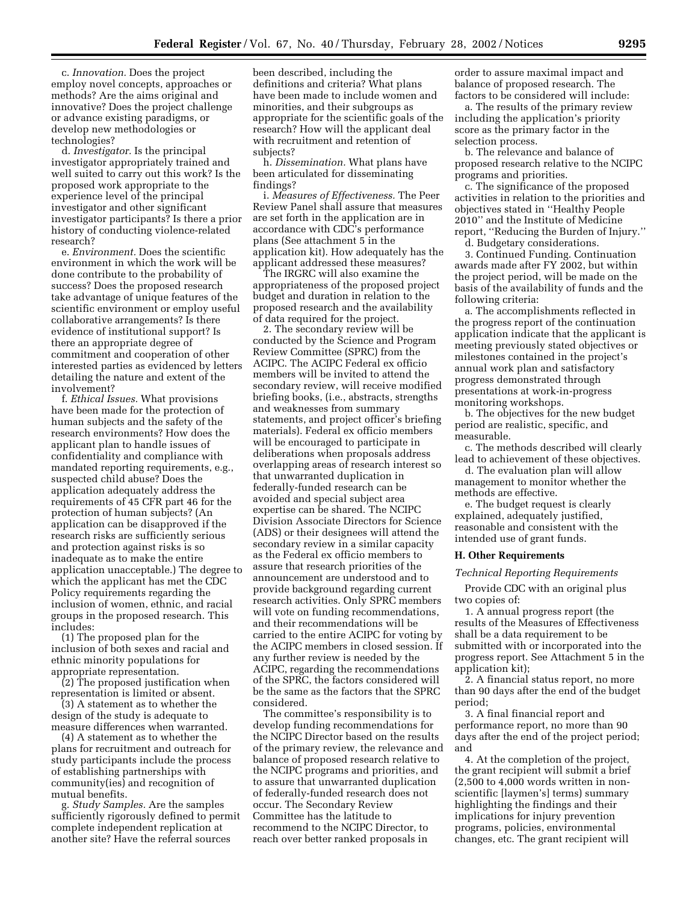c. *Innovation.* Does the project employ novel concepts, approaches or methods? Are the aims original and innovative? Does the project challenge or advance existing paradigms, or develop new methodologies or technologies?

d. *Investigator.* Is the principal investigator appropriately trained and well suited to carry out this work? Is the proposed work appropriate to the experience level of the principal investigator and other significant investigator participants? Is there a prior history of conducting violence-related research?

e. *Environment.* Does the scientific environment in which the work will be done contribute to the probability of success? Does the proposed research take advantage of unique features of the scientific environment or employ useful collaborative arrangements? Is there evidence of institutional support? Is there an appropriate degree of commitment and cooperation of other interested parties as evidenced by letters detailing the nature and extent of the involvement?

f. *Ethical Issues.* What provisions have been made for the protection of human subjects and the safety of the research environments? How does the applicant plan to handle issues of confidentiality and compliance with mandated reporting requirements, e.g., suspected child abuse? Does the application adequately address the requirements of 45 CFR part 46 for the protection of human subjects? (An application can be disapproved if the research risks are sufficiently serious and protection against risks is so inadequate as to make the entire application unacceptable.) The degree to which the applicant has met the CDC Policy requirements regarding the inclusion of women, ethnic, and racial groups in the proposed research. This includes:

(1) The proposed plan for the inclusion of both sexes and racial and ethnic minority populations for appropriate representation.

(2) The proposed justification when representation is limited or absent.

(3) A statement as to whether the design of the study is adequate to measure differences when warranted.

(4) A statement as to whether the plans for recruitment and outreach for study participants include the process of establishing partnerships with community(ies) and recognition of mutual benefits.

g. *Study Samples.* Are the samples sufficiently rigorously defined to permit complete independent replication at another site? Have the referral sources been described, including the definitions and criteria? What plans have been made to include women and minorities, and their subgroups as appropriate for the scientific goals of the research? How will the applicant deal with recruitment and retention of subjects?

h. *Dissemination.* What plans have been articulated for disseminating findings?

i. *Measures of Effectiveness.* The Peer Review Panel shall assure that measures are set forth in the application are in accordance with CDC's performance plans (See attachment 5 in the application kit). How adequately has the applicant addressed these measures?

The IRGRC will also examine the appropriateness of the proposed project budget and duration in relation to the proposed research and the availability of data required for the project.

2. The secondary review will be conducted by the Science and Program Review Committee (SPRC) from the ACIPC. The ACIPC Federal ex officio members will be invited to attend the secondary review, will receive modified briefing books, (i.e., abstracts, strengths and weaknesses from summary statements, and project officer's briefing materials). Federal ex officio members will be encouraged to participate in deliberations when proposals address overlapping areas of research interest so that unwarranted duplication in federally-funded research can be avoided and special subject area expertise can be shared. The NCIPC Division Associate Directors for Science (ADS) or their designees will attend the secondary review in a similar capacity as the Federal ex officio members to assure that research priorities of the announcement are understood and to provide background regarding current research activities. Only SPRC members will vote on funding recommendations, and their recommendations will be carried to the entire ACIPC for voting by the ACIPC members in closed session. If any further review is needed by the ACIPC, regarding the recommendations of the SPRC, the factors considered will be the same as the factors that the SPRC considered.

The committee's responsibility is to develop funding recommendations for the NCIPC Director based on the results of the primary review, the relevance and balance of proposed research relative to the NCIPC programs and priorities, and to assure that unwarranted duplication of federally-funded research does not occur. The Secondary Review Committee has the latitude to recommend to the NCIPC Director, to reach over better ranked proposals in order to assure maximal impact and balance of proposed research. The factors to be considered will include:

a. The results of the primary review including the application's priority score as the primary factor in the selection process.

b. The relevance and balance of proposed research relative to the NCIPC programs and priorities.

c. The significance of the proposed activities in relation to the priorities and objectives stated in "Healthy People 2010" and the Institute of Medicine report, "Reducing the Burden of Injury."

d. Budgetary considerations.

3. Continued Funding. Continuation awards made after FY 2002, but within the project period, will be made on the basis of the availability of funds and the following criteria:

a. The accomplishments reflected in the progress report of the continuation application indicate that the applicant is meeting previously stated objectives or milestones contained in the project's annual work plan and satisfactory progress demonstrated through presentations at work-in-progress monitoring workshops.

b. The objectives for the new budget period are realistic, specific, and measurable.

c. The methods described will clearly lead to achievement of these objectives.

d. The evaluation plan will allow management to monitor whether the methods are effective.

e. The budget request is clearly explained, adequately justified, reasonable and consistent with the intended use of grant funds.

## H. Other Requirements

### *Technical Reporting Requirements*

Provide CDC with an original plus two copies of:

1. A annual progress report (the results of the Measures of Effectiveness shall be a data requirement to be submitted with or incorporated into the progress report. See Attachment 5 in the application kit);

2. A financial status report, no more than 90 days after the end of the budget period;

3. A final financial report and performance report, no more than 90 days after the end of the project period; and

4. At the completion of the project, the grant recipient will submit a brief (2,500 to 4,000 words written in non-scientific [laymen's] terms) summary highlighting the findings and their implications for injury prevention programs, policies, environmental changes, etc. The grant recipient will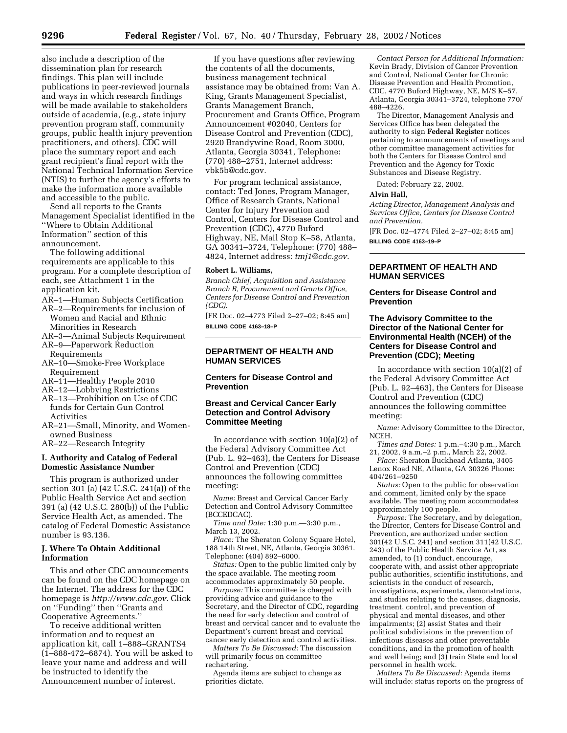also include a description of the dissemination plan for research findings. This plan will include publications in peer-reviewed journals and ways in which research findings will be made available to stakeholders outside of academia, (e.g., state injury prevention program staff, community groups, public health injury prevention practitioners, and others). CDC will place the summary report and each grant recipient's final report with the National Technical Information Service (NTIS) to further the agency's efforts to make the information more available and accessible to the public.

Send all reports to the Grants Management Specialist identified in the ''Where to Obtain Additional Information'' section of this announcement.

The following additional requirements are applicable to this program. For a complete description of each, see Attachment 1 in the application kit.

AR–1—Human Subjects Certification
AR–2—Requirements for inclusion of Women and Racial and Ethnic Minorities in Research
AR–3—Animal Subjects Requirement
AR–9—Paperwork Reduction Requirements
AR–10—Smoke-Free Workplace Requirement
AR–11—Healthy People 2010
AR–12—Lobbying Restrictions
AR–13—Prohibition on Use of CDC funds for Certain Gun Control Activities
AR–21—Small, Minority, and Women-owned Business
AR–22—Research Integrity

### I. Authority and Catalog of Federal Domestic Assistance Number

This program is authorized under section 301 (a) (42 U.S.C. 241(a)) of the Public Health Service Act and section 391 (a) (42 U.S.C. 280(b)) of the Public Service Health Act, as amended. The catalog of Federal Domestic Assistance number is 93.136.

### J. Where To Obtain Additional Information

This and other CDC announcements can be found on the CDC homepage on the Internet. The address for the CDC homepage is *http://www.cdc.gov.* Click on ''Funding'' then ''Grants and Cooperative Agreements.''

To receive additional written information and to request an application kit, call 1–888–GRANTS4 (1–888-472–6874). You will be asked to leave your name and address and will be instructed to identify the Announcement number of interest.

If you have questions after reviewing the contents of all the documents, business management technical assistance may be obtained from: Van A. King, Grants Management Specialist, Grants Management Branch, Procurement and Grants Office, Program Announcement #02040, Centers for Disease Control and Prevention (CDC), 2920 Brandywine Road, Room 3000, Atlanta, Georgia 30341, Telephone: (770) 488–2751, Internet address: vbk5b@cdc.gov.

For program technical assistance, contact: Ted Jones, Program Manager, Office of Research Grants, National Center for Injury Prevention and Control, Centers for Disease Control and Prevention (CDC), 4770 Buford Highway, NE, Mail Stop K–58, Atlanta, GA 30341–3724, Telephone: (770) 488–4824, Internet address: *tmj1@cdc.gov.*

**Robert L. Williams,**

*Branch Chief, Acquisition and Assistance Branch B, Procurement and Grants Office, Centers for Disease Control and Prevention (CDC).*

[FR Doc. 02–4773 Filed 2–27–02; 8:45 am]

**BILLING CODE 4163–18–P**

---

## DEPARTMENT OF HEALTH AND HUMAN SERVICES

### Centers for Disease Control and Prevention

### Breast and Cervical Cancer Early Detection and Control Advisory Committee Meeting

In accordance with section 10(a)(2) of the Federal Advisory Committee Act (Pub. L. 92–463), the Centers for Disease Control and Prevention (CDC) announces the following committee meeting:

*Name:* Breast and Cervical Cancer Early Detection and Control Advisory Committee (BCCEDCAC).

*Time and Date:* 1:30 p.m.—3:30 p.m., March 13, 2002.

*Place:* The Sheraton Colony Square Hotel, 188 14th Street, NE, Atlanta, Georgia 30361. Telephone: (404) 892–6000.

*Status:* Open to the public limited only by the space available. The meeting room accommodates approximately 50 people.

*Purpose:* This committee is charged with providing advice and guidance to the Secretary, and the Director of CDC, regarding the need for early detection and control of breast and cervical cancer and to evaluate the Department's current breast and cervical cancer early detection and control activities.

*Matters To Be Discussed:* The discussion will primarily focus on committee rechartering.

Agenda items are subject to change as priorities dictate.

*Contact Person for Additional Information:* Kevin Brady, Division of Cancer Prevention and Control, National Center for Chronic Disease Prevention and Health Promotion, CDC, 4770 Buford Highway, NE, M/S K–57, Atlanta, Georgia 30341–3724, telephone 770/488–4226.

The Director, Management Analysis and Services Office has been delegated the authority to sign **Federal Register** notices pertaining to announcements of meetings and other committee management activities for both the Centers for Disease Control and Prevention and the Agency for Toxic Substances and Disease Registry.

Dated: February 22, 2002.

**Alvin Hall,**

*Acting Director, Management Analysis and Services Office, Centers for Disease Control and Prevention.*

[FR Doc. 02–4774 Filed 2–27–02; 8:45 am]

**BILLING CODE 4163–19–P**

---

## DEPARTMENT OF HEALTH AND HUMAN SERVICES

### Centers for Disease Control and Prevention

### The Advisory Committee to the Director of the National Center for Environmental Health (NCEH) of the Centers for Disease Control and Prevention (CDC); Meeting

In accordance with section 10(a)(2) of the Federal Advisory Committee Act (Pub. L. 92–463), the Centers for Disease Control and Prevention (CDC) announces the following committee meeting:

*Name:* Advisory Committee to the Director, NCEH.

*Times and Dates:* 1 p.m.–4:30 p.m., March 21, 2002, 9 a.m.–2 p.m., March 22, 2002.

*Place:* Sheraton Buckhead Atlanta, 3405 Lenox Road NE, Atlanta, GA 30326 Phone: 404/261–9250

*Status:* Open to the public for observation and comment, limited only by the space available. The meeting room accommodates approximately 100 people.

*Purpose:* The Secretary, and by delegation, the Director, Centers for Disease Control and Prevention, are authorized under section 301(42 U.S.C. 241) and section 311(42 U.S.C. 243) of the Public Health Service Act, as amended, to (1) conduct, encourage, cooperate with, and assist other appropriate public authorities, scientific institutions, and scientists in the conduct of research, investigations, experiments, demonstrations, and studies relating to the causes, diagnosis, treatment, control, and prevention of physical and mental diseases, and other impairments; (2) assist States and their political subdivisions in the prevention of infectious diseases and other preventable conditions, and in the promotion of health and well being; and (3) train State and local personnel in health work.

*Matters To Be Discussed:* Agenda items will include: status reports on the progress of